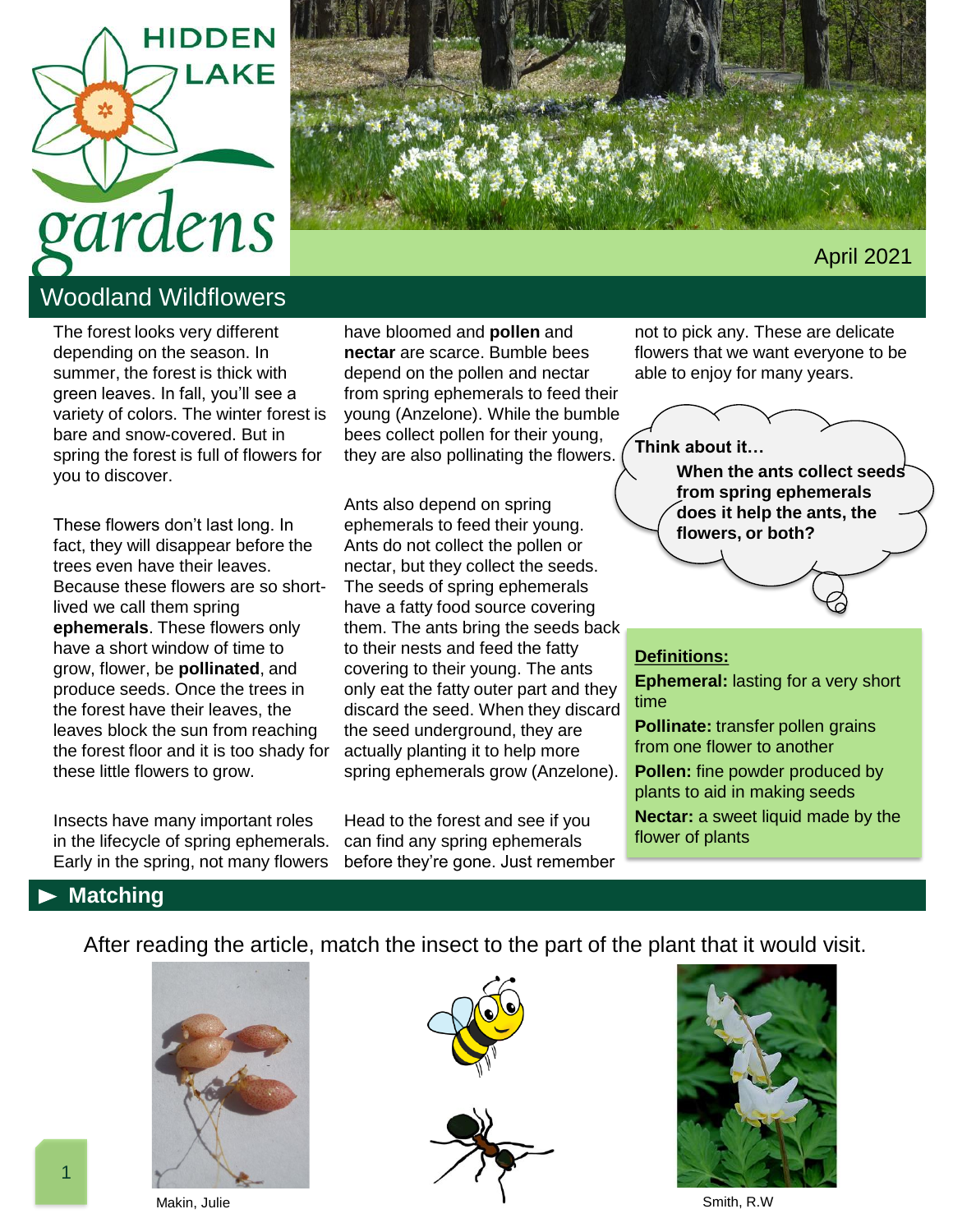# Hidden Lake gardens

April 2021

## Woodland Wildflowers

The forest looks very different depending on the season. In summer, the forest is thick with green leaves. In fall, you'll see a variety of colors. The winter forest is bare and snow-covered. But in spring the forest is full of flowers for you to discover.

These flowers don't last long. In fact, they will disappear before the trees even have their leaves. Because these flowers are so short-lived we call them spring **ephemerals**. These flowers only have a short window of time to grow, flower, be **pollinated**, and produce seeds. Once the trees in the forest have their leaves, the leaves block the sun from reaching the forest floor and it is too shady for these little flowers to grow.

Insects have many important roles in the lifecycle of spring ephemerals. Early in the spring, not many flowers have bloomed and **pollen** and **nectar** are scarce. Bumble bees depend on the pollen and nectar from spring ephemerals to feed their young (Anzelone). While the bumble bees collect pollen for their young, they are also pollinating the flowers.

Ants also depend on spring ephemerals to feed their young. Ants do not collect the pollen or nectar, but they collect the seeds. The seeds of spring ephemerals have a fatty food source covering them. The ants bring the seeds back to their nests and feed the fatty covering to their young. The ants only eat the fatty outer part and they discard the seed. When they discard the seed underground, they are actually planting it to help more spring ephemerals grow (Anzelone).

Head to the forest and see if you can find any spring ephemerals before they're gone. Just remember not to pick any. These are delicate flowers that we want everyone to be able to enjoy for many years.

**Think about it…**

**When the ants collect seeds from spring ephemerals does it help the ants, the flowers, or both?**

**Definitions:**

**Ephemeral:** lasting for a very short time

**Pollinate:** transfer pollen grains from one flower to another

**Pollen:** fine powder produced by plants to aid in making seeds

**Nectar:** a sweet liquid made by the flower of plants

## ▶ Matching

After reading the article, match the insect to the part of the plant that it would visit.

Makin, Julie

Smith, R.W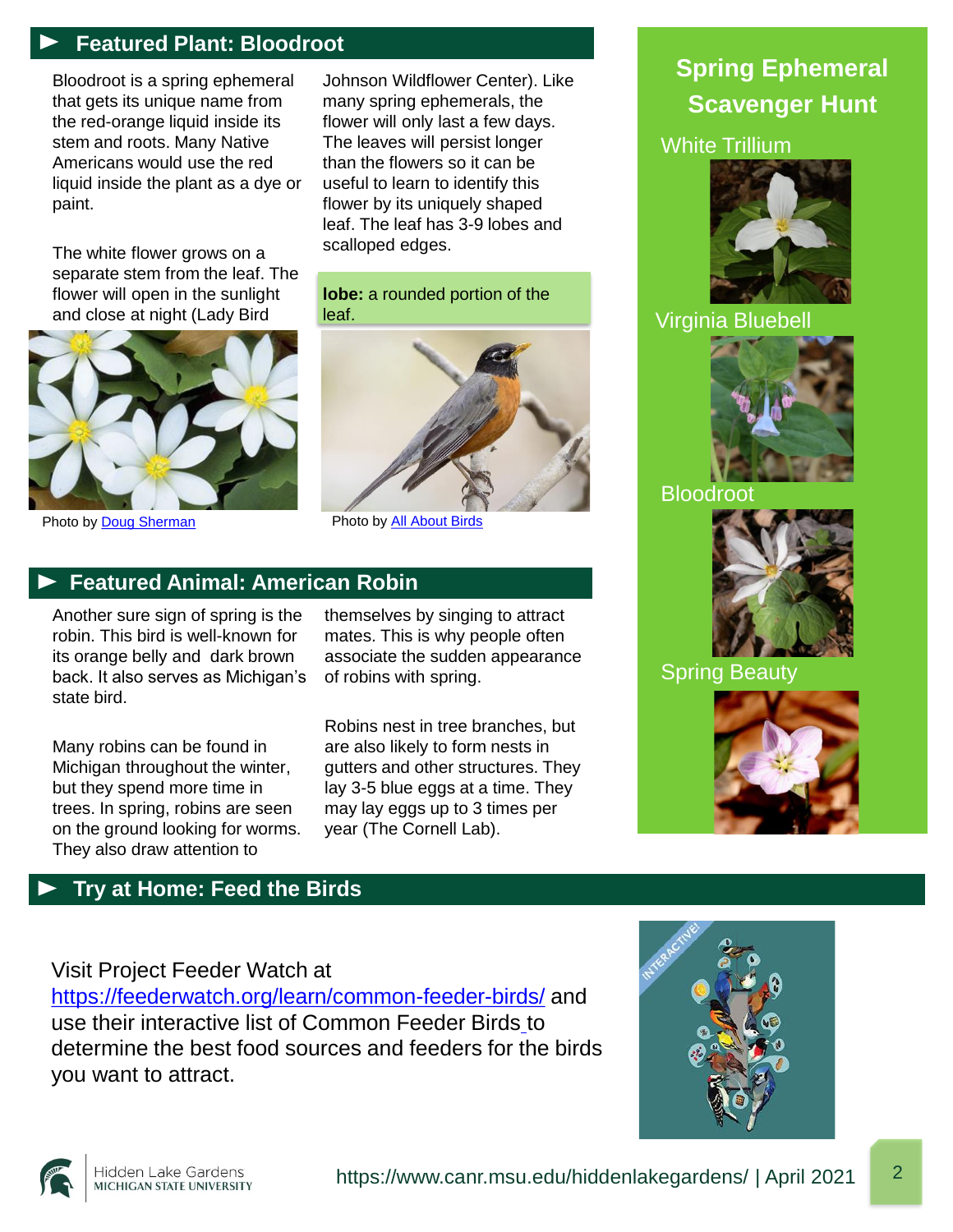## Featured Plant: Bloodroot

Bloodroot is a spring ephemeral that gets its unique name from the red-orange liquid inside its stem and roots. Many Native Americans would use the red liquid inside the plant as a dye or paint.

The white flower grows on a separate stem from the leaf. The flower will open in the sunlight and close at night (Lady Bird Johnson Wildflower Center). Like many spring ephemerals, the flower will only last a few days. The leaves will persist longer than the flowers so it can be useful to learn to identify this flower by its uniquely shaped leaf. The leaf has 3-9 lobes and scalloped edges.

**lobe:** a rounded portion of the leaf.

Photo by Doug Sherman

Photo by All About Birds

## Featured Animal: American Robin

Another sure sign of spring is the robin. This bird is well-known for its orange belly and dark brown back. It also serves as Michigan's state bird.

Many robins can be found in Michigan throughout the winter, but they spend more time in trees. In spring, robins are seen on the ground looking for worms. They also draw attention to themselves by singing to attract mates. This is why people often associate the sudden appearance of robins with spring.

Robins nest in tree branches, but are also likely to form nests in gutters and other structures. They lay 3-5 blue eggs at a time. They may lay eggs up to 3 times per year (The Cornell Lab).

## Spring Ephemeral Scavenger Hunt

White Trillium

Virginia Bluebell

Bloodroot

Spring Beauty

## Try at Home: Feed the Birds

Visit Project Feeder Watch at https://feederwatch.org/learn/common-feeder-birds/ and use their interactive list of Common Feeder Birds to determine the best food sources and feeders for the birds you want to attract.

INTERACTIVE!

Hidden Lake Gardens
MICHIGAN STATE UNIVERSITY

https://www.canr.msu.edu/hiddenlakegardens/ | April 2021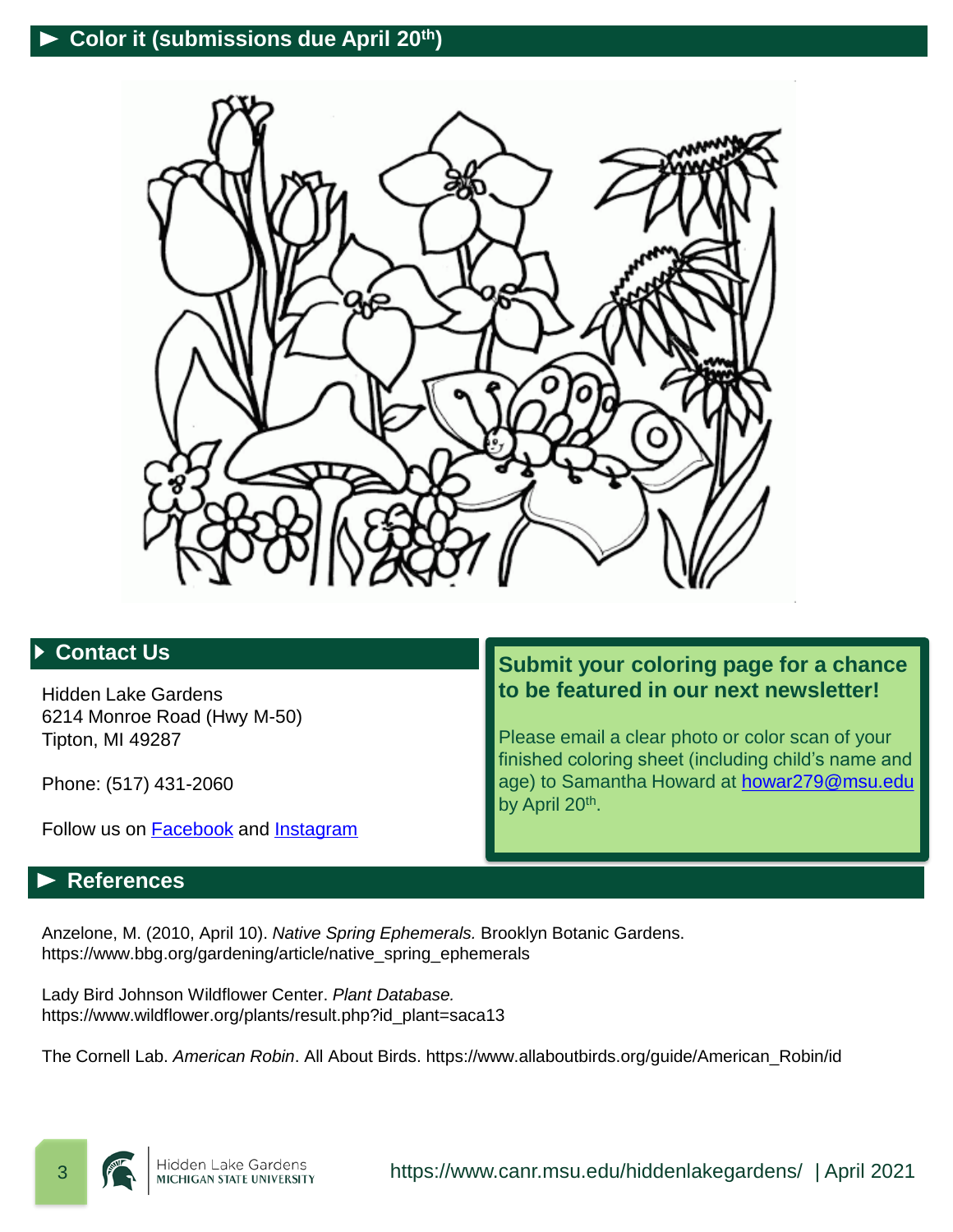## ► Color it (submissions due April 20th)

## Contact Us

Hidden Lake Gardens
6214 Monroe Road (Hwy M-50)
Tipton, MI 49287

Phone: (517) 431-2060

Follow us on Facebook and Instagram

**Submit your coloring page for a chance to be featured in our next newsletter!**

Please email a clear photo or color scan of your finished coloring sheet (including child's name and age) to Samantha Howard at howar279@msu.edu by April 20th.

## ► References

Anzelone, M. (2010, April 10). *Native Spring Ephemerals.* Brooklyn Botanic Gardens. https://www.bbg.org/gardening/article/native_spring_ephemerals

Lady Bird Johnson Wildflower Center. *Plant Database.* https://www.wildflower.org/plants/result.php?id_plant=saca13

The Cornell Lab. *American Robin*. All About Birds. https://www.allaboutbirds.org/guide/American_Robin/id